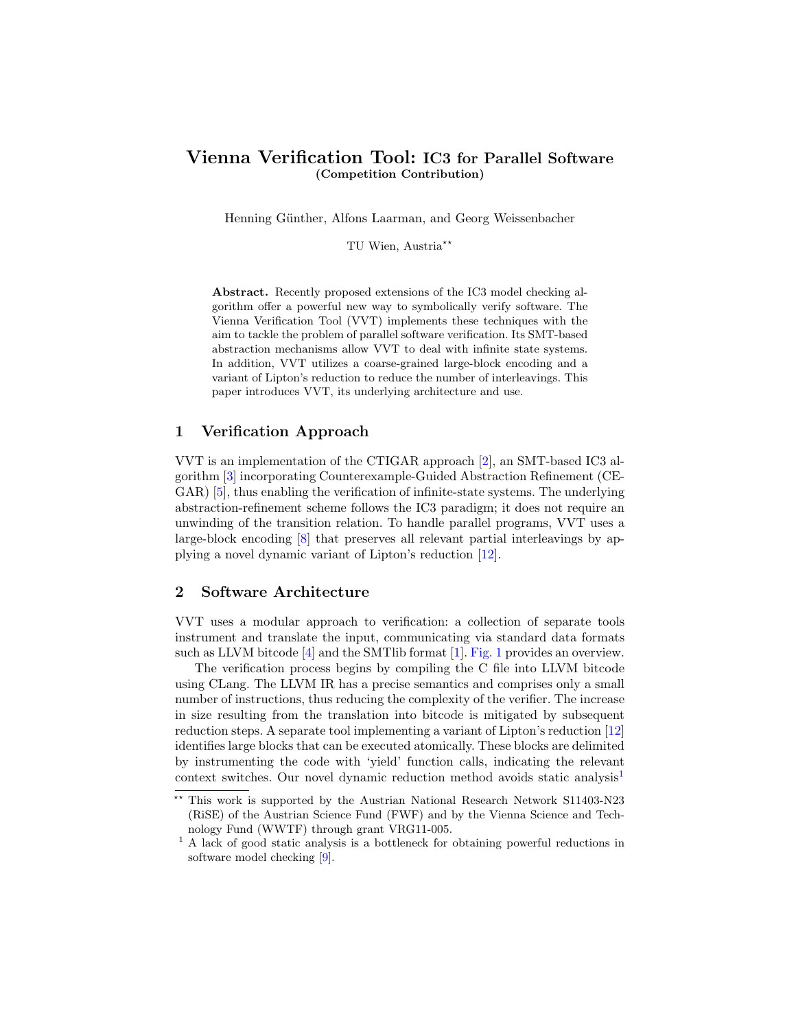# Vienna Verification Tool: IC3 for Parallel Software
### (Competition Contribution)

Henning Günther, Alfons Laarman, and Georg Weissenbacher

TU Wien, Austria[**]

**Abstract.** Recently proposed extensions of the IC3 model checking algorithm offer a powerful new way to symbolically verify software. The Vienna Verification Tool (VVT) implements these techniques with the aim to tackle the problem of parallel software verification. Its SMT-based abstraction mechanisms allow VVT to deal with infinite state systems. In addition, VVT utilizes a coarse-grained large-block encoding and a variant of Lipton's reduction to reduce the number of interleavings. This paper introduces VVT, its underlying architecture and use.

## 1 Verification Approach

VVT is an implementation of the CTIGAR approach [2], an SMT-based IC3 algorithm [3] incorporating Counterexample-Guided Abstraction Refinement (CEGAR) [5], thus enabling the verification of infinite-state systems. The underlying abstraction-refinement scheme follows the IC3 paradigm; it does not require an unwinding of the transition relation. To handle parallel programs, VVT uses a large-block encoding [8] that preserves all relevant partial interleavings by applying a novel dynamic variant of Lipton's reduction [12].

## 2 Software Architecture

VVT uses a modular approach to verification: a collection of separate tools instrument and translate the input, communicating via standard data formats such as LLVM bitcode [4] and the SMTlib format [1]. Fig. 1 provides an overview.

The verification process begins by compiling the C file into LLVM bitcode using CLang. The LLVM IR has a precise semantics and comprises only a small number of instructions, thus reducing the complexity of the verifier. The increase in size resulting from the translation into bitcode is mitigated by subsequent reduction steps. A separate tool implementing a variant of Lipton's reduction [12] identifies large blocks that can be executed atomically. These blocks are delimited by instrumenting the code with 'yield' function calls, indicating the relevant context switches. Our novel dynamic reduction method avoids static analysis[1]

[**] This work is supported by the Austrian National Research Network S11403-N23 (RiSE) of the Austrian Science Fund (FWF) and by the Vienna Science and Technology Fund (WWTF) through grant VRG11-005.

[1] A lack of good static analysis is a bottleneck for obtaining powerful reductions in software model checking [9].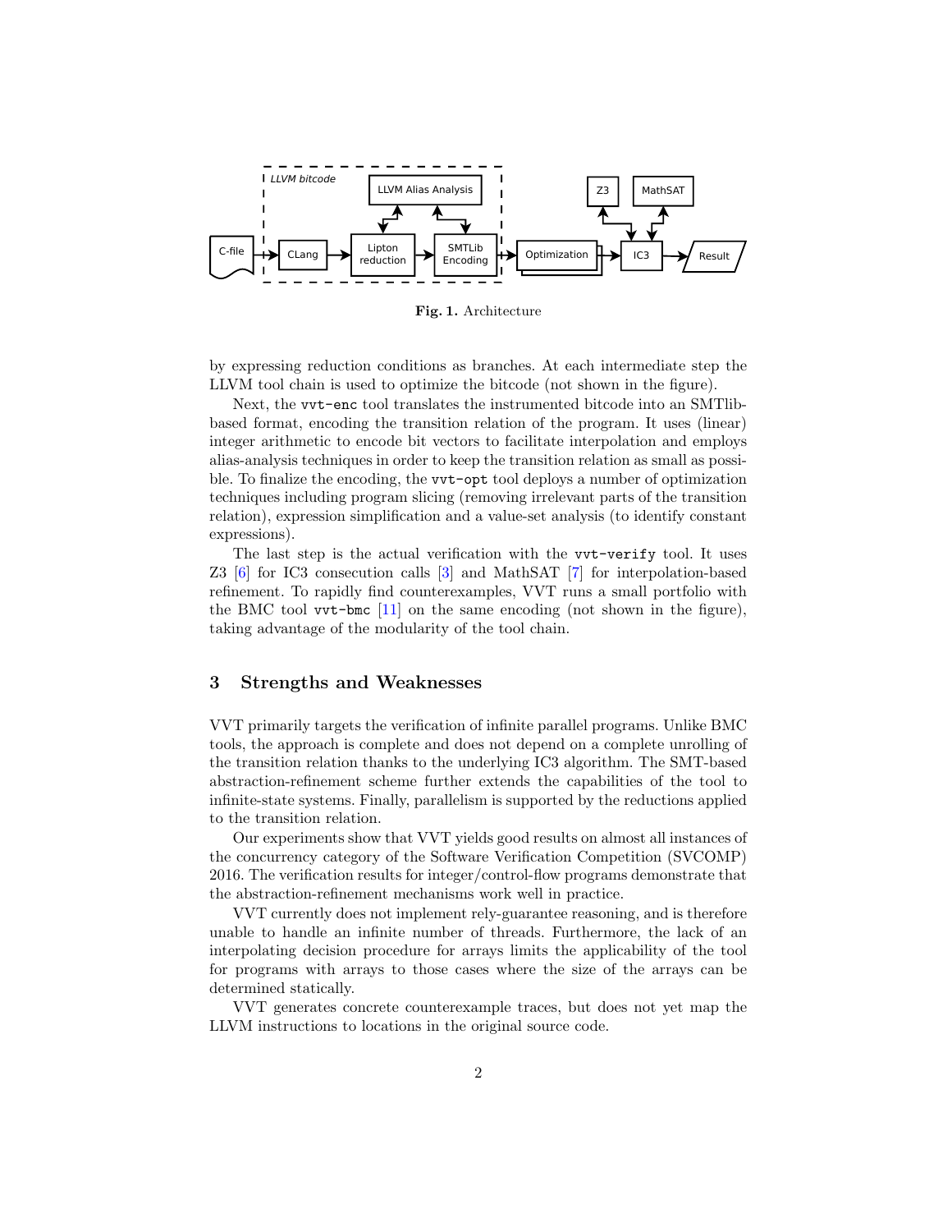**Fig. 1.** Architecture

by expressing reduction conditions as branches. At each intermediate step the LLVM tool chain is used to optimize the bitcode (not shown in the figure).

Next, the `vvt-enc` tool translates the instrumented bitcode into an SMTlib-based format, encoding the transition relation of the program. It uses (linear) integer arithmetic to encode bit vectors to facilitate interpolation and employs alias-analysis techniques in order to keep the transition relation as small as possible. To finalize the encoding, the `vvt-opt` tool deploys a number of optimization techniques including program slicing (removing irrelevant parts of the transition relation), expression simplification and a value-set analysis (to identify constant expressions).

The last step is the actual verification with the `vvt-verify` tool. It uses Z3 [6] for IC3 consecution calls [3] and MathSAT [7] for interpolation-based refinement. To rapidly find counterexamples, VVT runs a small portfolio with the BMC tool `vvt-bmc` [11] on the same encoding (not shown in the figure), taking advantage of the modularity of the tool chain.

## 3 Strengths and Weaknesses

VVT primarily targets the verification of infinite parallel programs. Unlike BMC tools, the approach is complete and does not depend on a complete unrolling of the transition relation thanks to the underlying IC3 algorithm. The SMT-based abstraction-refinement scheme further extends the capabilities of the tool to infinite-state systems. Finally, parallelism is supported by the reductions applied to the transition relation.

Our experiments show that VVT yields good results on almost all instances of the concurrency category of the Software Verification Competition (SVCOMP) 2016. The verification results for integer/control-flow programs demonstrate that the abstraction-refinement mechanisms work well in practice.

VVT currently does not implement rely-guarantee reasoning, and is therefore unable to handle an infinite number of threads. Furthermore, the lack of an interpolating decision procedure for arrays limits the applicability of the tool for programs with arrays to those cases where the size of the arrays can be determined statically.

VVT generates concrete counterexample traces, but does not yet map the LLVM instructions to locations in the original source code.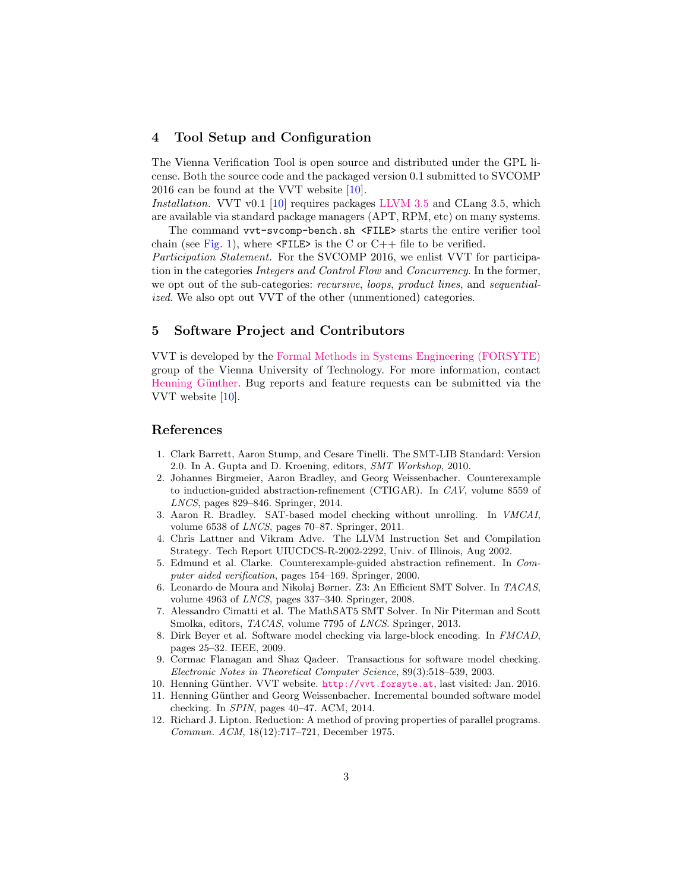## 4 Tool Setup and Configuration

The Vienna Verification Tool is open source and distributed under the GPL license. Both the source code and the packaged version 0.1 submitted to SVCOMP 2016 can be found at the VVT website [10].

*Installation.* VVT v0.1 [10] requires packages LLVM 3.5 and CLang 3.5, which are available via standard package managers (APT, RPM, etc) on many systems.

The command `vvt-svcomp-bench.sh <FILE>` starts the entire verifier tool chain (see Fig. 1), where `<FILE>` is the C or C++ file to be verified.

*Participation Statement.* For the SVCOMP 2016, we enlist VVT for participation in the categories *Integers and Control Flow* and *Concurrency*. In the former, we opt out of the sub-categories: *recursive*, *loops*, *product lines*, and *sequentialized*. We also opt out VVT of the other (unmentioned) categories.

## 5 Software Project and Contributors

VVT is developed by the Formal Methods in Systems Engineering (FORSYTE) group of the Vienna University of Technology. For more information, contact Henning Günther. Bug reports and feature requests can be submitted via the VVT website [10].

## References

1. Clark Barrett, Aaron Stump, and Cesare Tinelli. The SMT-LIB Standard: Version 2.0. In A. Gupta and D. Kroening, editors, *SMT Workshop*, 2010.
2. Johannes Birgmeier, Aaron Bradley, and Georg Weissenbacher. Counterexample to induction-guided abstraction-refinement (CTIGAR). In *CAV*, volume 8559 of *LNCS*, pages 829–846. Springer, 2014.
3. Aaron R. Bradley. SAT-based model checking without unrolling. In *VMCAI*, volume 6538 of *LNCS*, pages 70–87. Springer, 2011.
4. Chris Lattner and Vikram Adve. The LLVM Instruction Set and Compilation Strategy. Tech Report UIUCDCS-R-2002-2292, Univ. of Illinois, Aug 2002.
5. Edmund et al. Clarke. Counterexample-guided abstraction refinement. In *Computer aided verification*, pages 154–169. Springer, 2000.
6. Leonardo de Moura and Nikolaj Børner. Z3: An Efficient SMT Solver. In *TACAS*, volume 4963 of *LNCS*, pages 337–340. Springer, 2008.
7. Alessandro Cimatti et al. The MathSAT5 SMT Solver. In Nir Piterman and Scott Smolka, editors, *TACAS*, volume 7795 of *LNCS*. Springer, 2013.
8. Dirk Beyer et al. Software model checking via large-block encoding. In *FMCAD*, pages 25–32. IEEE, 2009.
9. Cormac Flanagan and Shaz Qadeer. Transactions for software model checking. *Electronic Notes in Theoretical Computer Science*, 89(3):518–539, 2003.
10. Henning Günther. VVT website. `http://vvt.forsyte.at`, last visited: Jan. 2016.
11. Henning Günther and Georg Weissenbacher. Incremental bounded software model checking. In *SPIN*, pages 40–47. ACM, 2014.
12. Richard J. Lipton. Reduction: A method of proving properties of parallel programs. *Commun. ACM*, 18(12):717–721, December 1975.